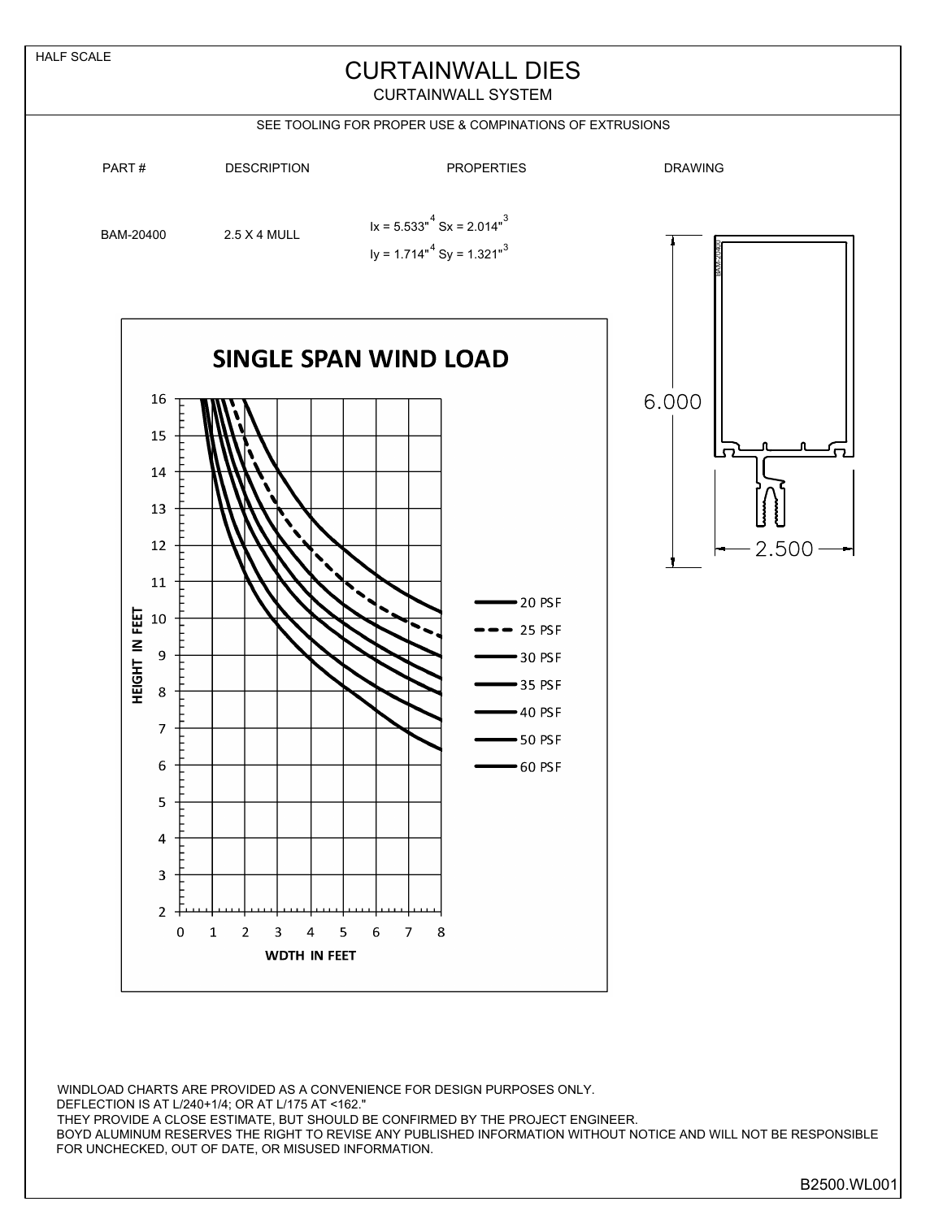HALF SCALE

# CURTAINWALL DIES

## CURTAINWALL SYSTEM

SEE TOOLING FOR PROPER USE & COMPINATIONS OF EXTRUSIONS

| PART # | DESCRIPTION | PROPERTIES | DRAWING |
|---|---|---|---|
| BAM-20400 | 2.5 X 4 MULL | Ix = 5.533"$^4$ Sx = 2.014"$^3$<br>Iy = 1.714"$^4$ Sy = 1.321"$^3$ | |

6.000

2.500

BAM-20400

**SINGLE SPAN WIND LOAD**

HEIGHT IN FEET

WDTH IN FEET

20 PSF
25 PSF
30 PSF
35 PSF
40 PSF
50 PSF
60 PSF

WINDLOAD CHARTS ARE PROVIDED AS A CONVENIENCE FOR DESIGN PURPOSES ONLY.
DEFLECTION IS AT L/240+1/4; OR AT L/175 AT <162."
THEY PROVIDE A CLOSE ESTIMATE, BUT SHOULD BE CONFIRMED BY THE PROJECT ENGINEER.
BOYD ALUMINUM RESERVES THE RIGHT TO REVISE ANY PUBLISHED INFORMATION WITHOUT NOTICE AND WILL NOT BE RESPONSIBLE FOR UNCHECKED, OUT OF DATE, OR MISUSED INFORMATION.

B2500.WL001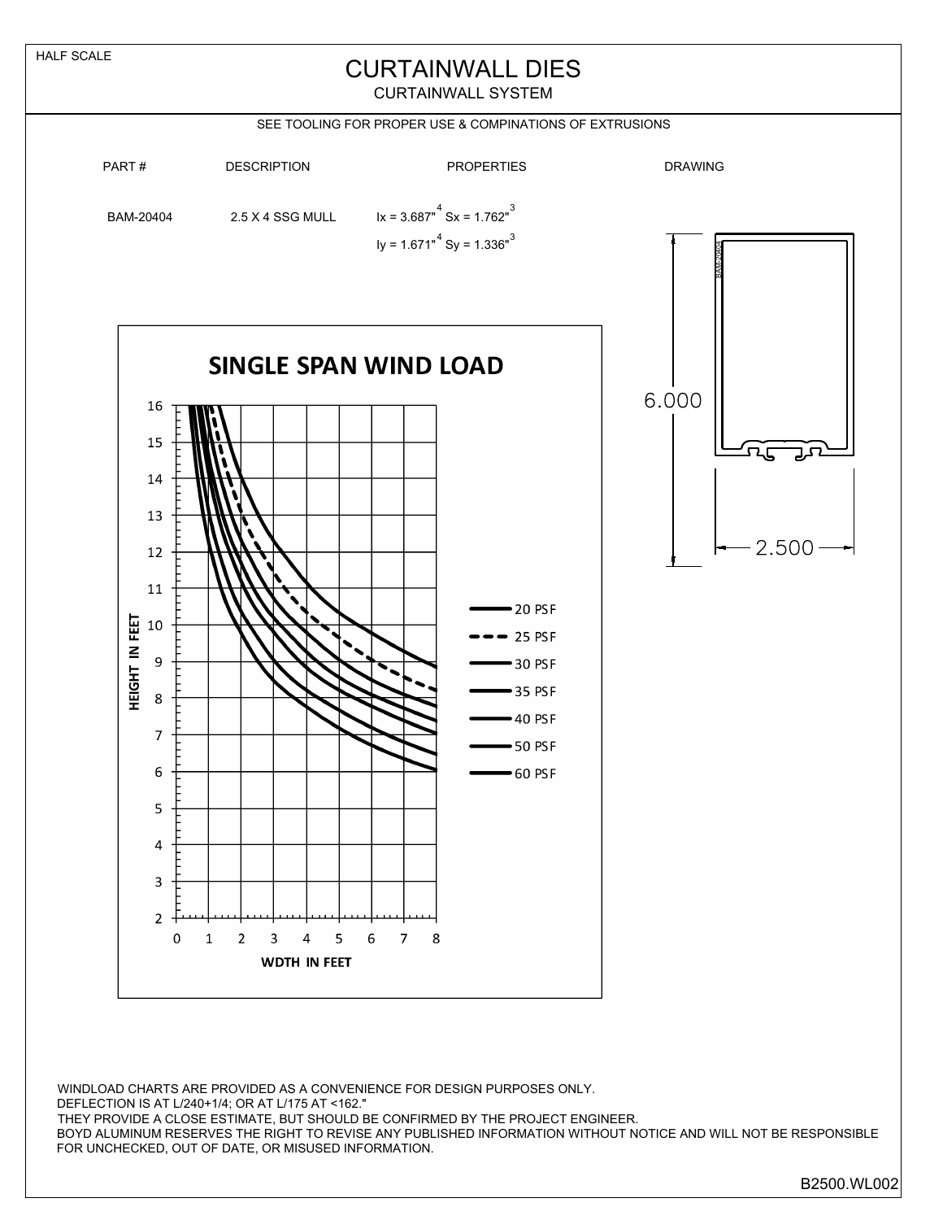HALF SCALE

# CURTAINWALL DIES

## CURTAINWALL SYSTEM

SEE TOOLING FOR PROPER USE & COMPINATIONS OF EXTRUSIONS

| PART # | DESCRIPTION | PROPERTIES | DRAWING |
|---|---|---|---|
| BAM-20404 | 2.5 X 4 SSG MULL | Ix = 3.687"$^4$ Sx = 1.762"$^3$<br>Iy = 1.671"$^4$ Sy = 1.336"$^3$ | |

6.000

2.500

BAM-20404

**SINGLE SPAN WIND LOAD**

HEIGHT IN FEET

WDTH IN FEET

20 PSF
25 PSF
30 PSF
35 PSF
40 PSF
50 PSF
60 PSF

WINDLOAD CHARTS ARE PROVIDED AS A CONVENIENCE FOR DESIGN PURPOSES ONLY.
DEFLECTION IS AT L/240+1/4; OR AT L/175 AT <162."
THEY PROVIDE A CLOSE ESTIMATE, BUT SHOULD BE CONFIRMED BY THE PROJECT ENGINEER.
BOYD ALUMINUM RESERVES THE RIGHT TO REVISE ANY PUBLISHED INFORMATION WITHOUT NOTICE AND WILL NOT BE RESPONSIBLE FOR UNCHECKED, OUT OF DATE, OR MISUSED INFORMATION.

B2500.WL002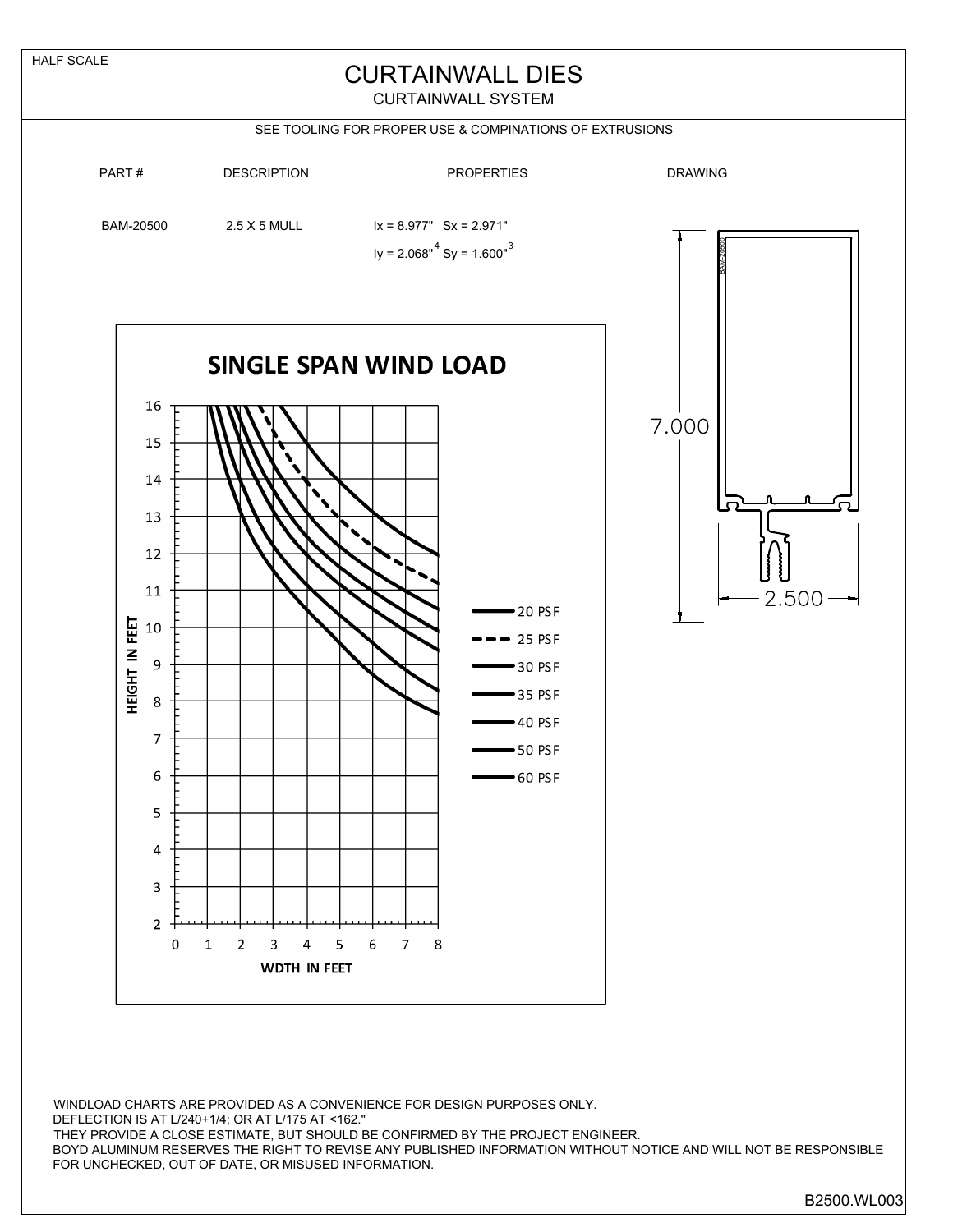HALF SCALE

# CURTAINWALL DIES

CURTAINWALL SYSTEM

SEE TOOLING FOR PROPER USE & COMPINATIONS OF EXTRUSIONS

| PART # | DESCRIPTION | PROPERTIES | DRAWING |
|---|---|---|---|
| BAM-20500 | 2.5 X 5 MULL | Ix = 8.977" Sx = 2.971"<br>Iy = 2.068"$^4$ Sy = 1.600"$^3$ | |

7.000

2.500

BAM-20500

## SINGLE SPAN WIND LOAD

HEIGHT IN FEET

WDTH IN FEET

- 20 PSF
- 25 PSF
- 30 PSF
- 35 PSF
- 40 PSF
- 50 PSF
- 60 PSF

WINDLOAD CHARTS ARE PROVIDED AS A CONVENIENCE FOR DESIGN PURPOSES ONLY.
DEFLECTION IS AT L/240+1/4; OR AT L/175 AT <162."
THEY PROVIDE A CLOSE ESTIMATE, BUT SHOULD BE CONFIRMED BY THE PROJECT ENGINEER.
BOYD ALUMINUM RESERVES THE RIGHT TO REVISE ANY PUBLISHED INFORMATION WITHOUT NOTICE AND WILL NOT BE RESPONSIBLE FOR UNCHECKED, OUT OF DATE, OR MISUSED INFORMATION.

B2500.WL003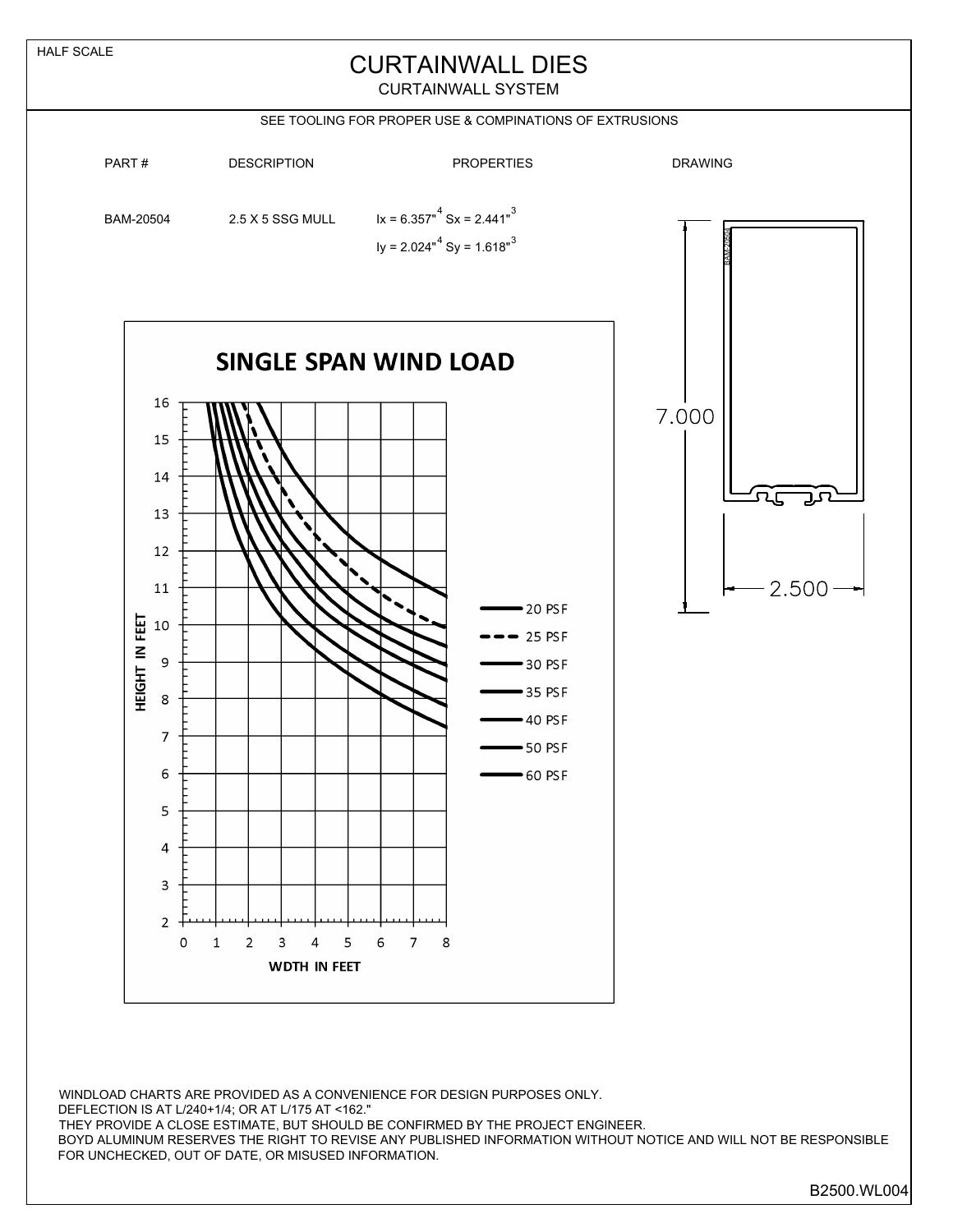HALF SCALE

# CURTAINWALL DIES

CURTAINWALL SYSTEM

SEE TOOLING FOR PROPER USE & COMPINATIONS OF EXTRUSIONS

| PART # | DESCRIPTION | PROPERTIES | DRAWING |
|---|---|---|---|
| BAM-20504 | 2.5 X 5 SSG MULL | Ix = 6.357"$^4$ Sx = 2.441"$^3$<br>Iy = 2.024"$^4$ Sy = 1.618"$^3$ | |

## SINGLE SPAN WIND LOAD

HEIGHT IN FEET

WDTH IN FEET

20 PSF, 25 PSF, 30 PSF, 35 PSF, 40 PSF, 50 PSF, 60 PSF

7.000

2.500

BAM-20504

WINDLOAD CHARTS ARE PROVIDED AS A CONVENIENCE FOR DESIGN PURPOSES ONLY.
DEFLECTION IS AT L/240+1/4; OR AT L/175 AT <162."
THEY PROVIDE A CLOSE ESTIMATE, BUT SHOULD BE CONFIRMED BY THE PROJECT ENGINEER.
BOYD ALUMINUM RESERVES THE RIGHT TO REVISE ANY PUBLISHED INFORMATION WITHOUT NOTICE AND WILL NOT BE RESPONSIBLE FOR UNCHECKED, OUT OF DATE, OR MISUSED INFORMATION.

B2500.WL004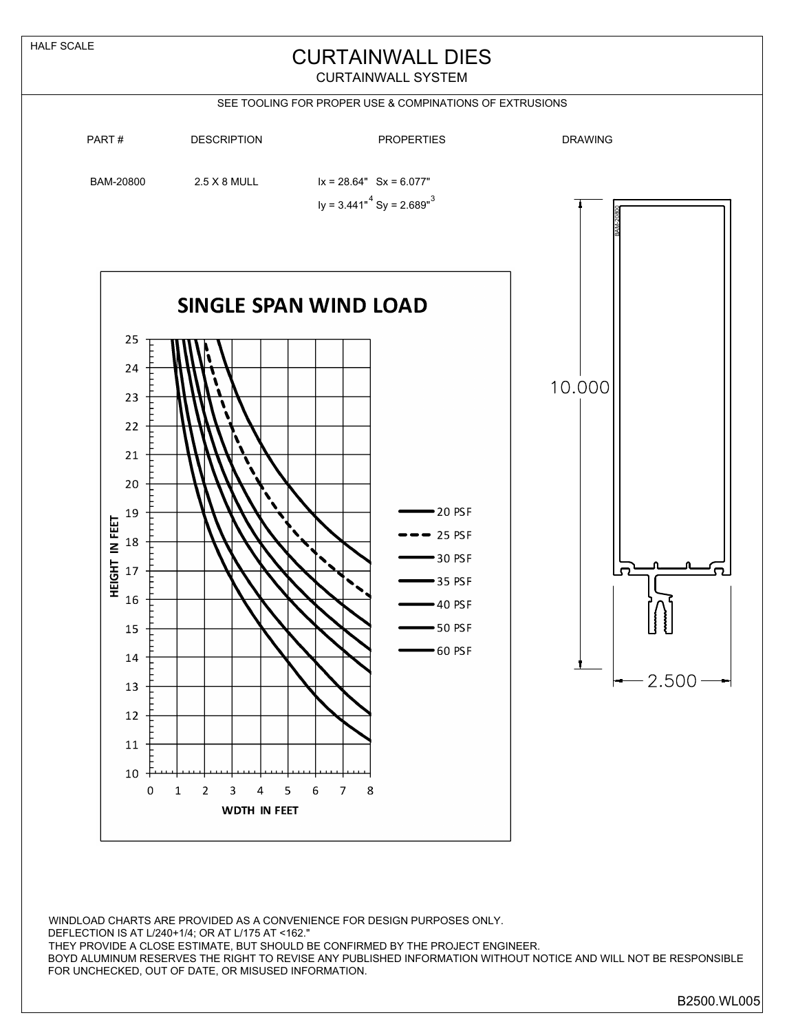HALF SCALE

# CURTAINWALL DIES

CURTAINWALL SYSTEM

SEE TOOLING FOR PROPER USE & COMPINATIONS OF EXTRUSIONS

| PART # | DESCRIPTION | PROPERTIES | DRAWING |
|---|---|---|---|
| BAM-20800 | 2.5 X 8 MULL | Ix = 28.64" Sx = 6.077"<br>Iy = 3.441"$^4$ Sy = 2.689"$^3$ | |

## SINGLE SPAN WIND LOAD

HEIGHT IN FEET

WDTH IN FEET

- 20 PSF
- 25 PSF
- 30 PSF
- 35 PSF
- 40 PSF
- 50 PSF
- 60 PSF

BAM-20800

10.000

2.500

WINDLOAD CHARTS ARE PROVIDED AS A CONVENIENCE FOR DESIGN PURPOSES ONLY.
DEFLECTION IS AT L/240+1/4; OR AT L/175 AT <162."
THEY PROVIDE A CLOSE ESTIMATE, BUT SHOULD BE CONFIRMED BY THE PROJECT ENGINEER.
BOYD ALUMINUM RESERVES THE RIGHT TO REVISE ANY PUBLISHED INFORMATION WITHOUT NOTICE AND WILL NOT BE RESPONSIBLE FOR UNCHECKED, OUT OF DATE, OR MISUSED INFORMATION.

B2500.WL005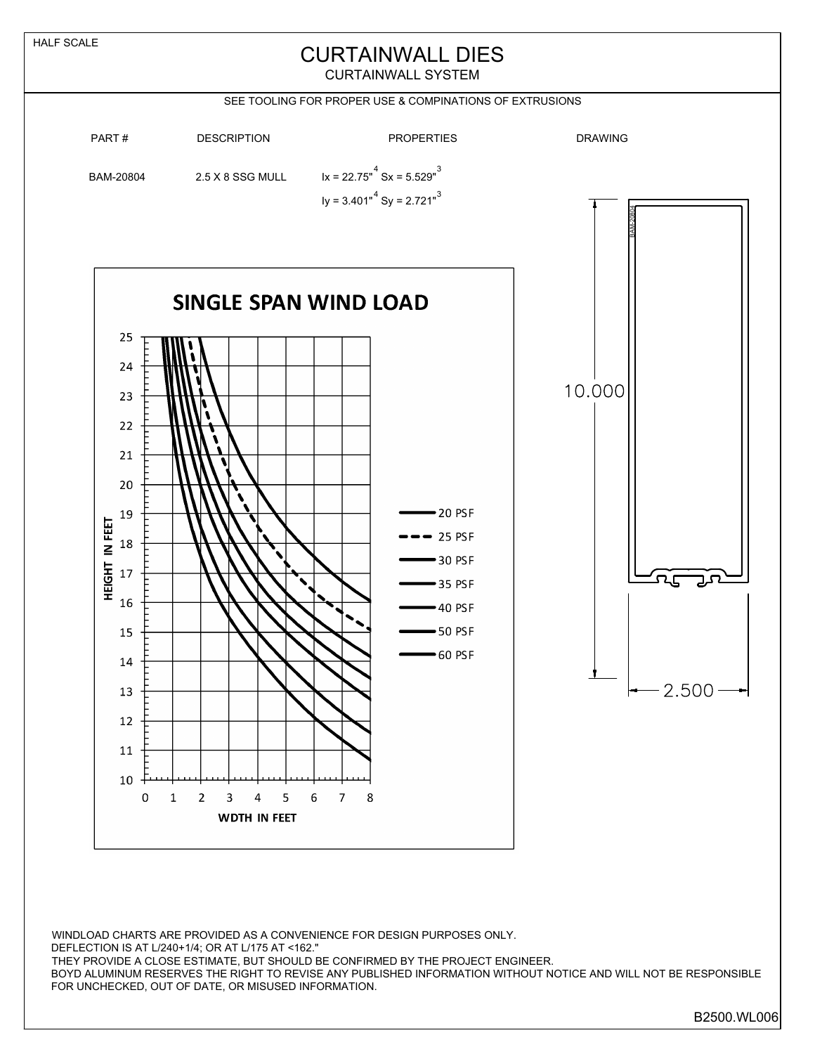HALF SCALE

# CURTAINWALL DIES

## CURTAINWALL SYSTEM

SEE TOOLING FOR PROPER USE & COMPINATIONS OF EXTRUSIONS

| PART # | DESCRIPTION | PROPERTIES | DRAWING |
| --- | --- | --- | --- |
| BAM-20804 | 2.5 X 8 SSG MULL | $Ix = 22.75"^4$ $Sx = 5.529"^3$ <br> $Iy = 3.401"^4$ $Sy = 2.721"^3$ | |

**SINGLE SPAN WIND LOAD**

HEIGHT IN FEET (10–25) vs. WDTH IN FEET (0–8)

Legend: 20 PSF, 25 PSF, 30 PSF, 35 PSF, 40 PSF, 50 PSF, 60 PSF

BAM-20804

10.000

2.500

WINDLOAD CHARTS ARE PROVIDED AS A CONVENIENCE FOR DESIGN PURPOSES ONLY.
DEFLECTION IS AT L/240+1/4; OR AT L/175 AT <162."
THEY PROVIDE A CLOSE ESTIMATE, BUT SHOULD BE CONFIRMED BY THE PROJECT ENGINEER.
BOYD ALUMINUM RESERVES THE RIGHT TO REVISE ANY PUBLISHED INFORMATION WITHOUT NOTICE AND WILL NOT BE RESPONSIBLE FOR UNCHECKED, OUT OF DATE, OR MISUSED INFORMATION.

B2500.WL006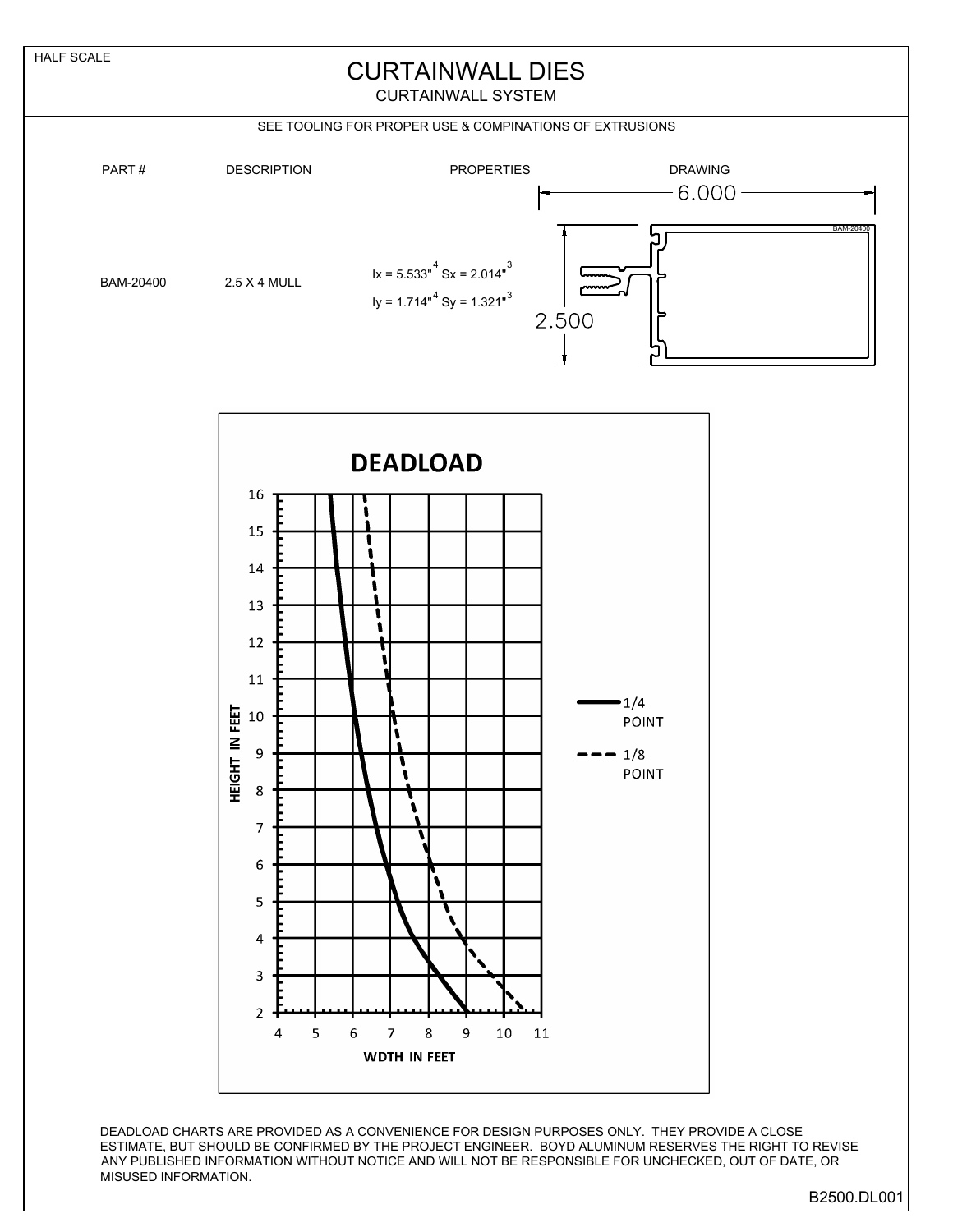HALF SCALE

# CURTAINWALL DIES

## CURTAINWALL SYSTEM

SEE TOOLING FOR PROPER USE & COMPINATIONS OF EXTRUSIONS

| PART # | DESCRIPTION | PROPERTIES | DRAWING |
|---|---|---|---|
| BAM-20400 | 2.5 X 4 MULL | Ix = 5.533"$^4$ Sx = 2.014"$^3$<br>Iy = 1.714"$^4$ Sy = 1.321"$^3$ | 6.000 × 2.500 (BAM-20400) |

**DEADLOAD**

HEIGHT IN FEET (2–16) vs. WDTH IN FEET (4–11)

— 1/4 POINT

- - - 1/8 POINT

DEADLOAD CHARTS ARE PROVIDED AS A CONVENIENCE FOR DESIGN PURPOSES ONLY. THEY PROVIDE A CLOSE ESTIMATE, BUT SHOULD BE CONFIRMED BY THE PROJECT ENGINEER. BOYD ALUMINUM RESERVES THE RIGHT TO REVISE ANY PUBLISHED INFORMATION WITHOUT NOTICE AND WILL NOT BE RESPONSIBLE FOR UNCHECKED, OUT OF DATE, OR MISUSED INFORMATION.

B2500.DL001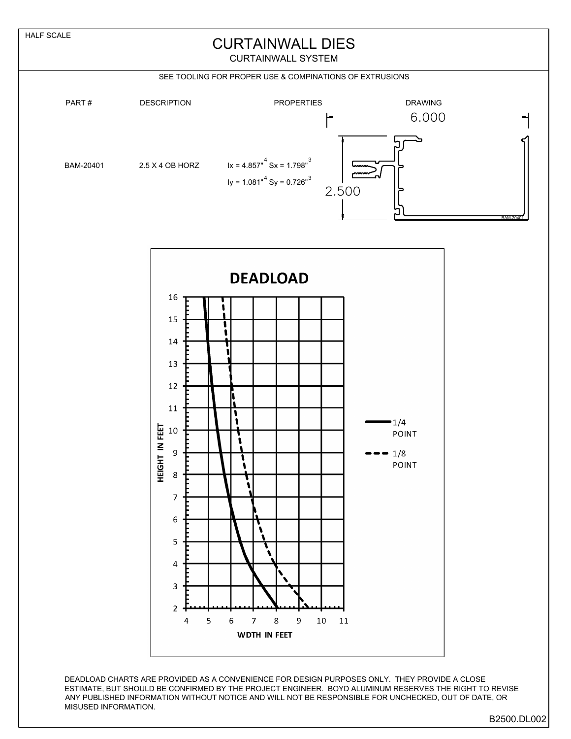HALF SCALE

# CURTAINWALL DIES

## CURTAINWALL SYSTEM

SEE TOOLING FOR PROPER USE & COMPINATIONS OF EXTRUSIONS

| PART # | DESCRIPTION | PROPERTIES | DRAWING |
| --- | --- | --- | --- |
| BAM-20401 | 2.5 X 4 OB HORZ | Ix = 4.857"$^4$ Sx = 1.798"$^3$ Iy = 1.081"$^4$ Sy = 0.726"$^3$ | 6.000 × 2.500 (BAM-20401) |

### DEADLOAD

HEIGHT IN FEET (2–16) vs. WDTH IN FEET (4–11)

- 1/4 POINT (solid line)
- 1/8 POINT (dashed line)

DEADLOAD CHARTS ARE PROVIDED AS A CONVENIENCE FOR DESIGN PURPOSES ONLY. THEY PROVIDE A CLOSE ESTIMATE, BUT SHOULD BE CONFIRMED BY THE PROJECT ENGINEER. BOYD ALUMINUM RESERVES THE RIGHT TO REVISE ANY PUBLISHED INFORMATION WITHOUT NOTICE AND WILL NOT BE RESPONSIBLE FOR UNCHECKED, OUT OF DATE, OR MISUSED INFORMATION.

B2500.DL002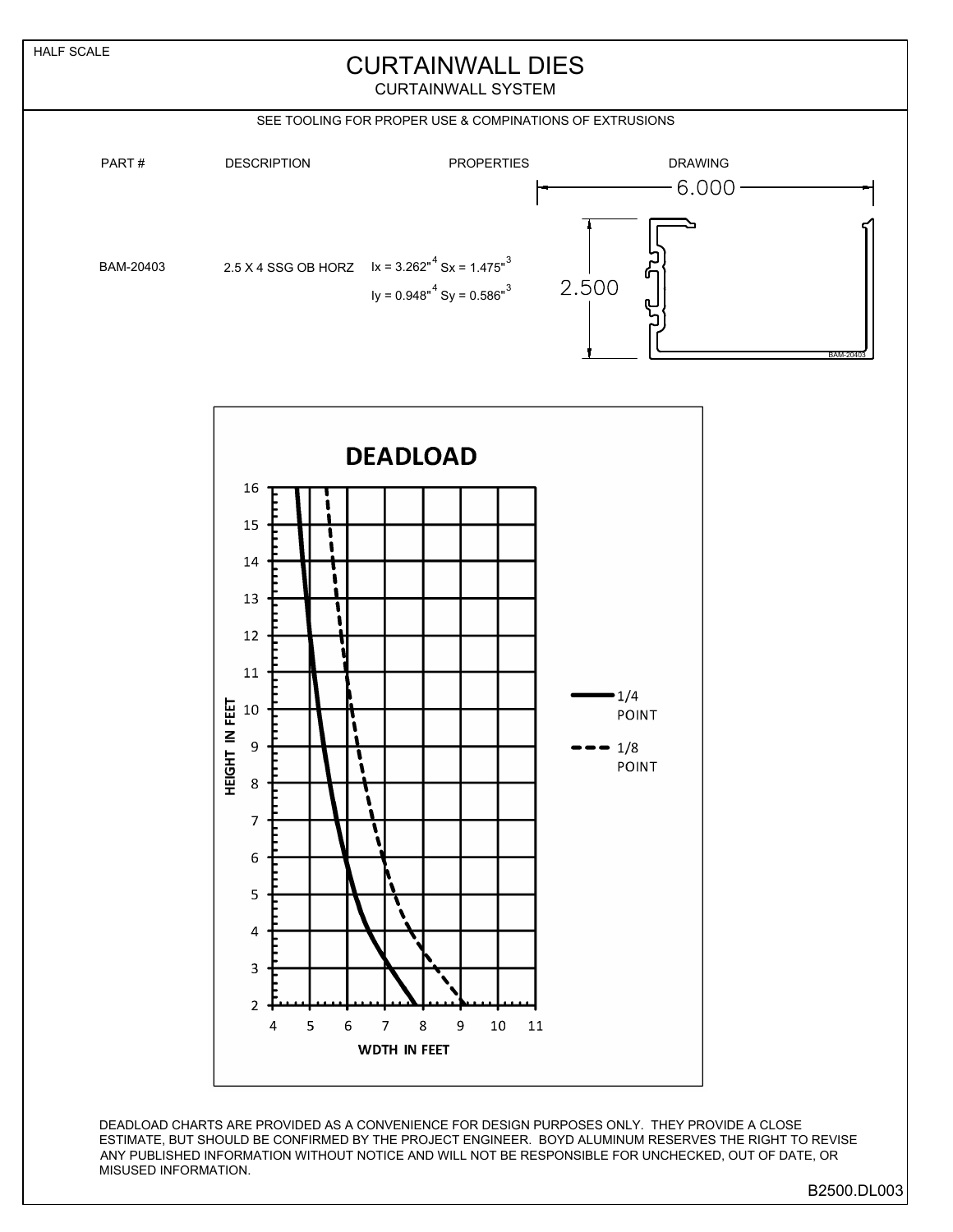HALF SCALE

# CURTAINWALL DIES

CURTAINWALL SYSTEM

SEE TOOLING FOR PROPER USE & COMPINATIONS OF EXTRUSIONS

| PART # | DESCRIPTION | PROPERTIES | DRAWING |
|---|---|---|---|
| BAM-20403 | 2.5 X 4 SSG OB HORZ | Ix = 3.262"$^4$ Sx = 1.475"$^3$<br>Iy = 0.948"$^4$ Sy = 0.586"$^3$ | 6.000 × 2.500 (BAM-20403) |

**DEADLOAD**

HEIGHT IN FEET (2–16) vs. WDTH IN FEET (4–11)

Legend: 1/4 POINT (solid), 1/8 POINT (dashed)

DEADLOAD CHARTS ARE PROVIDED AS A CONVENIENCE FOR DESIGN PURPOSES ONLY. THEY PROVIDE A CLOSE ESTIMATE, BUT SHOULD BE CONFIRMED BY THE PROJECT ENGINEER. BOYD ALUMINUM RESERVES THE RIGHT TO REVISE ANY PUBLISHED INFORMATION WITHOUT NOTICE AND WILL NOT BE RESPONSIBLE FOR UNCHECKED, OUT OF DATE, OR MISUSED INFORMATION.

B2500.DL003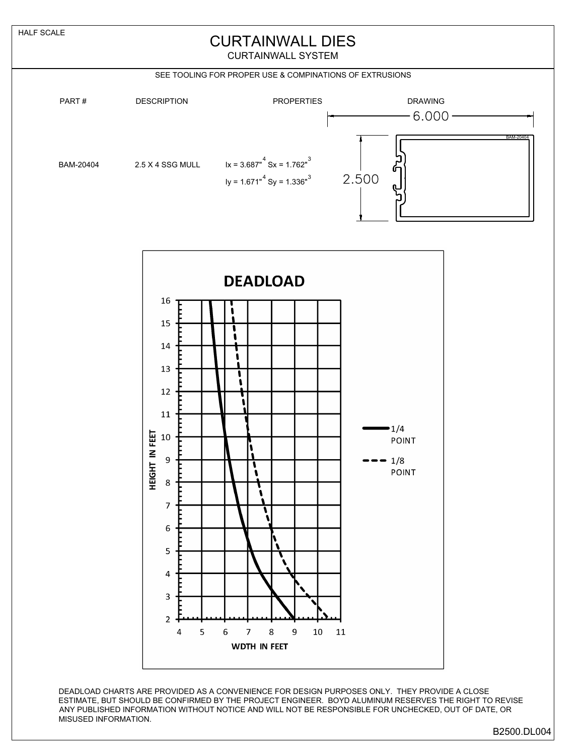HALF SCALE

# CURTAINWALL DIES

## CURTAINWALL SYSTEM

SEE TOOLING FOR PROPER USE & COMPINATIONS OF EXTRUSIONS

| PART # | DESCRIPTION | PROPERTIES | DRAWING |
|---|---|---|---|
| BAM-20404 | 2.5 X 4 SSG MULL | Ix = 3.687"$^4$ Sx = 1.762"$^3$<br>Iy = 1.671"$^4$ Sy = 1.336"$^3$ | 6.000 × 2.500 (BAM-20404) |

**DEADLOAD**

HEIGHT IN FEET (2–16) vs. WDTH IN FEET (4–11)

Legend: 1/4 POINT (solid line); 1/8 POINT (dashed line)

DEADLOAD CHARTS ARE PROVIDED AS A CONVENIENCE FOR DESIGN PURPOSES ONLY. THEY PROVIDE A CLOSE ESTIMATE, BUT SHOULD BE CONFIRMED BY THE PROJECT ENGINEER. BOYD ALUMINUM RESERVES THE RIGHT TO REVISE ANY PUBLISHED INFORMATION WITHOUT NOTICE AND WILL NOT BE RESPONSIBLE FOR UNCHECKED, OUT OF DATE, OR MISUSED INFORMATION.

B2500.DL004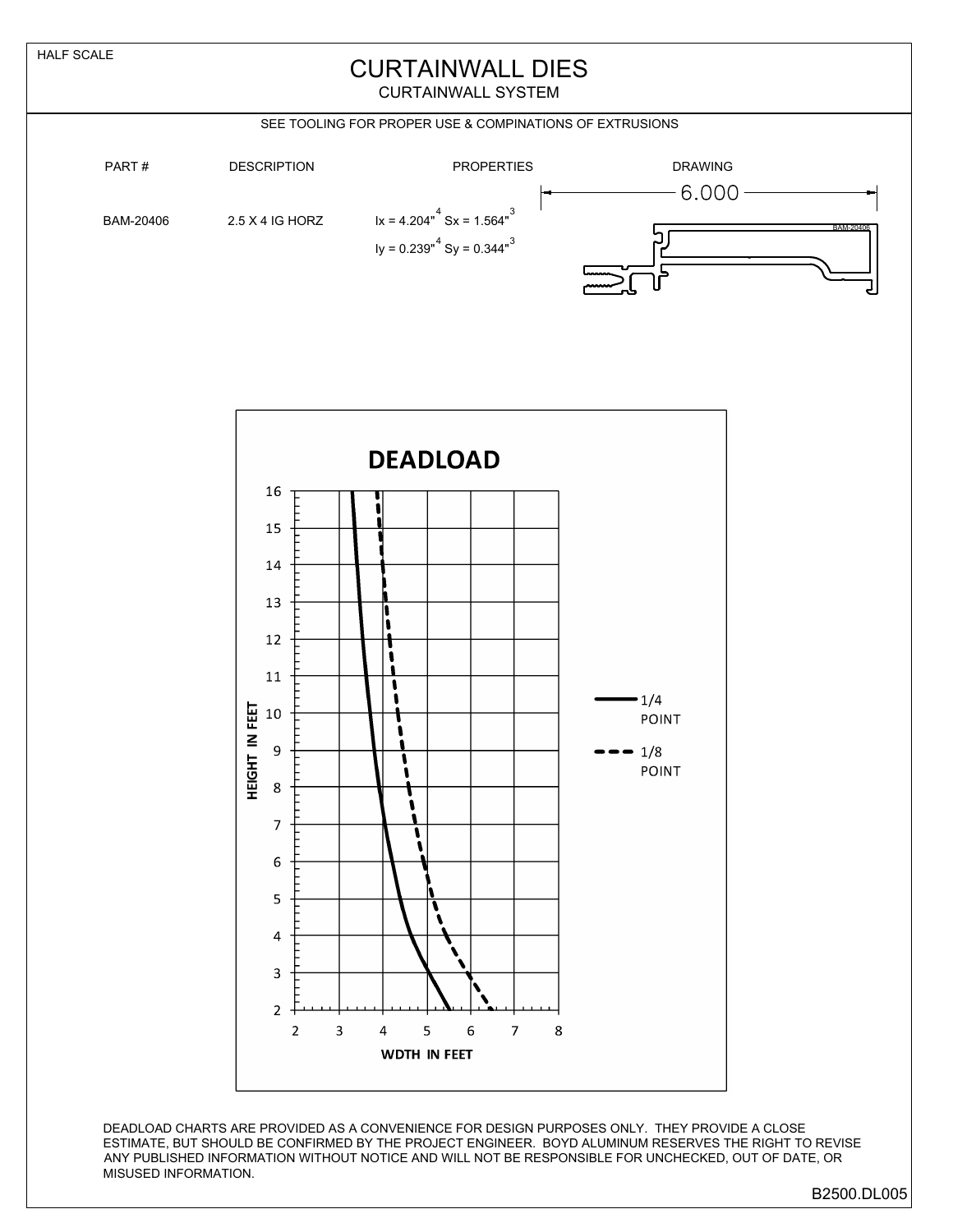HALF SCALE

# CURTAINWALL DIES

## CURTAINWALL SYSTEM

SEE TOOLING FOR PROPER USE & COMPINATIONS OF EXTRUSIONS

| PART # | DESCRIPTION | PROPERTIES | DRAWING |
|---|---|---|---|
| BAM-20406 | 2.5 X 4 IG HORZ | Ix = 4.204"$^4$ Sx = 1.564"$^3$<br>Iy = 0.239"$^4$ Sy = 0.344"$^3$ | 6.000 |

**DEADLOAD**

HEIGHT IN FEET

WDTH IN FEET

1/4 POINT

1/8 POINT

DEADLOAD CHARTS ARE PROVIDED AS A CONVENIENCE FOR DESIGN PURPOSES ONLY. THEY PROVIDE A CLOSE ESTIMATE, BUT SHOULD BE CONFIRMED BY THE PROJECT ENGINEER. BOYD ALUMINUM RESERVES THE RIGHT TO REVISE ANY PUBLISHED INFORMATION WITHOUT NOTICE AND WILL NOT BE RESPONSIBLE FOR UNCHECKED, OUT OF DATE, OR MISUSED INFORMATION.

B2500.DL005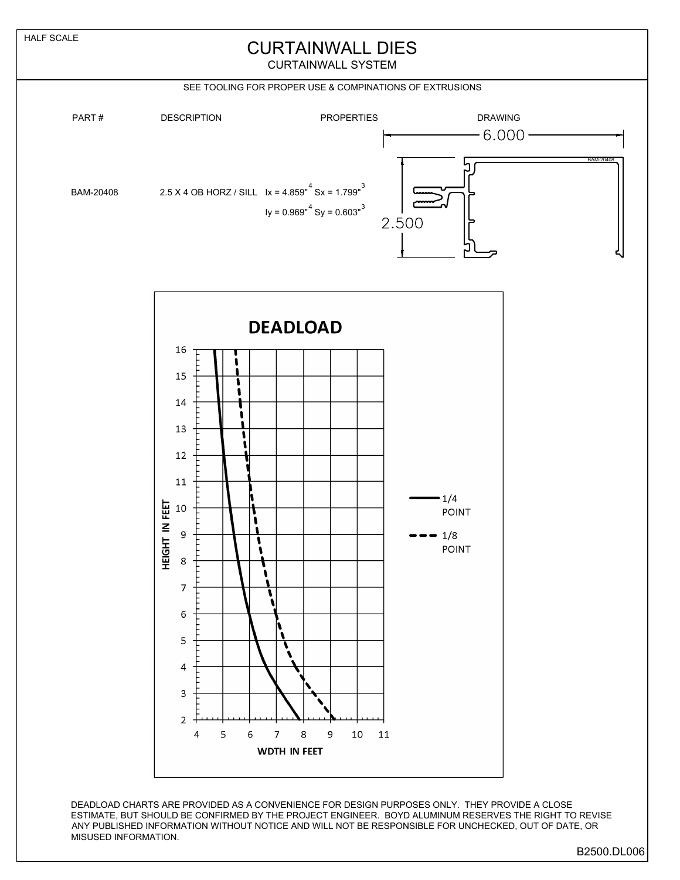HALF SCALE

# CURTAINWALL DIES

## CURTAINWALL SYSTEM

SEE TOOLING FOR PROPER USE & COMPINATIONS OF EXTRUSIONS

| PART # | DESCRIPTION | PROPERTIES | DRAWING |
|---|---|---|---|
| BAM-20408 | 2.5 X 4 OB HORZ / SILL | $Ix = 4.859"^4$ $Sx = 1.799"^3$ <br> $Iy = 0.969"^4$ $Sy = 0.603"^3$ | 6.000 × 2.500 (BAM-20408) |

**DEADLOAD**

HEIGHT IN FEET (2–16) vs. WDTH IN FEET (4–11)

Legend: — 1/4 POINT; - - - 1/8 POINT

DEADLOAD CHARTS ARE PROVIDED AS A CONVENIENCE FOR DESIGN PURPOSES ONLY. THEY PROVIDE A CLOSE ESTIMATE, BUT SHOULD BE CONFIRMED BY THE PROJECT ENGINEER. BOYD ALUMINUM RESERVES THE RIGHT TO REVISE ANY PUBLISHED INFORMATION WITHOUT NOTICE AND WILL NOT BE RESPONSIBLE FOR UNCHECKED, OUT OF DATE, OR MISUSED INFORMATION.

B2500.DL006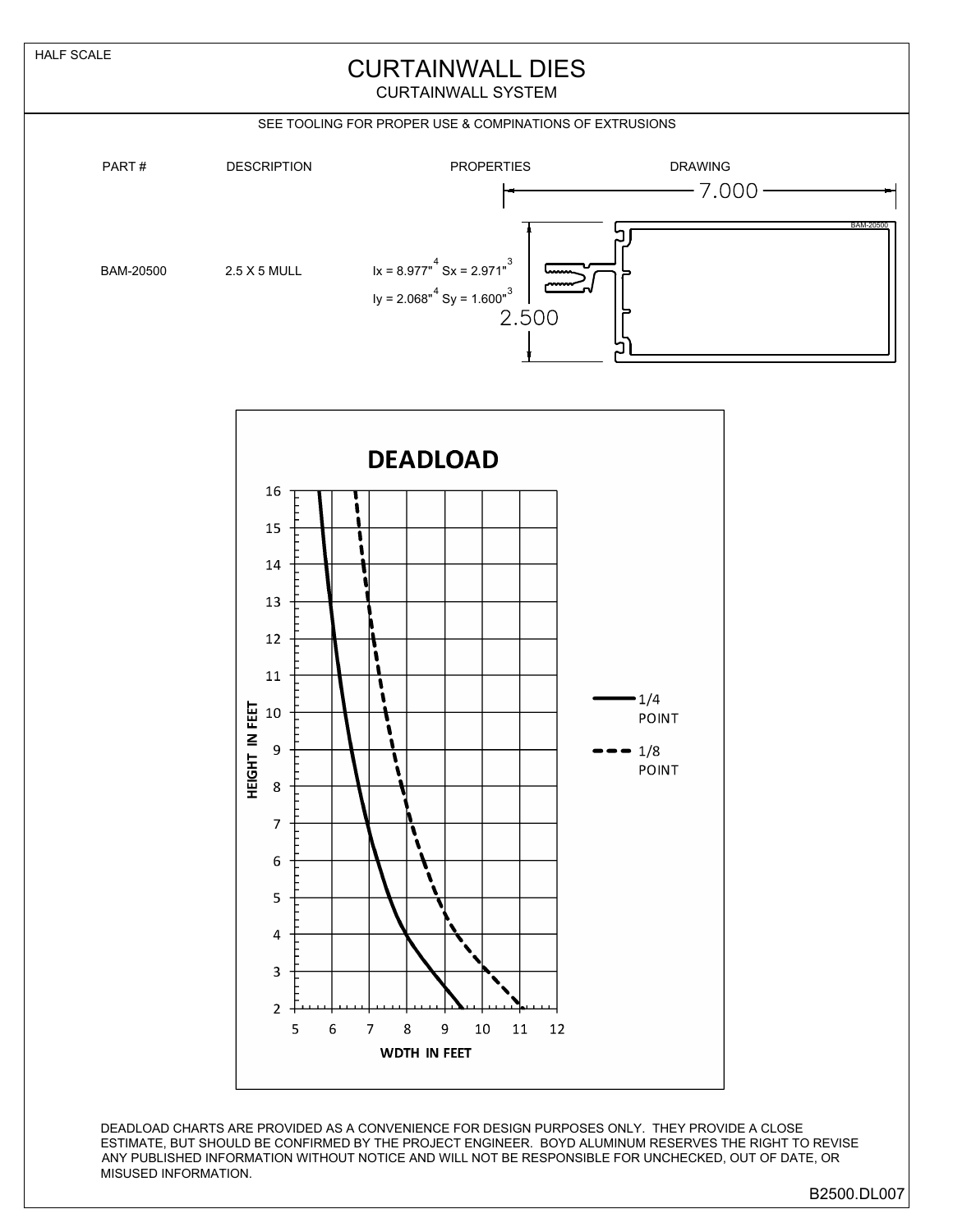HALF SCALE

# CURTAINWALL DIES

## CURTAINWALL SYSTEM

SEE TOOLING FOR PROPER USE & COMPINATIONS OF EXTRUSIONS

| PART # | DESCRIPTION | PROPERTIES | DRAWING |
|---|---|---|---|
| BAM-20500 | 2.5 X 5 MULL | Ix = 8.977"$^4$ Sx = 2.971"$^3$ <br> Iy = 2.068"$^4$ Sy = 1.600"$^3$ | 7.000 × 2.500 (BAM-20500) |

### DEADLOAD

HEIGHT IN FEET (2–16) vs. WDTH IN FEET (5–12)

— 1/4 POINT

- - - 1/8 POINT

DEADLOAD CHARTS ARE PROVIDED AS A CONVENIENCE FOR DESIGN PURPOSES ONLY. THEY PROVIDE A CLOSE ESTIMATE, BUT SHOULD BE CONFIRMED BY THE PROJECT ENGINEER. BOYD ALUMINUM RESERVES THE RIGHT TO REVISE ANY PUBLISHED INFORMATION WITHOUT NOTICE AND WILL NOT BE RESPONSIBLE FOR UNCHECKED, OUT OF DATE, OR MISUSED INFORMATION.

B2500.DL007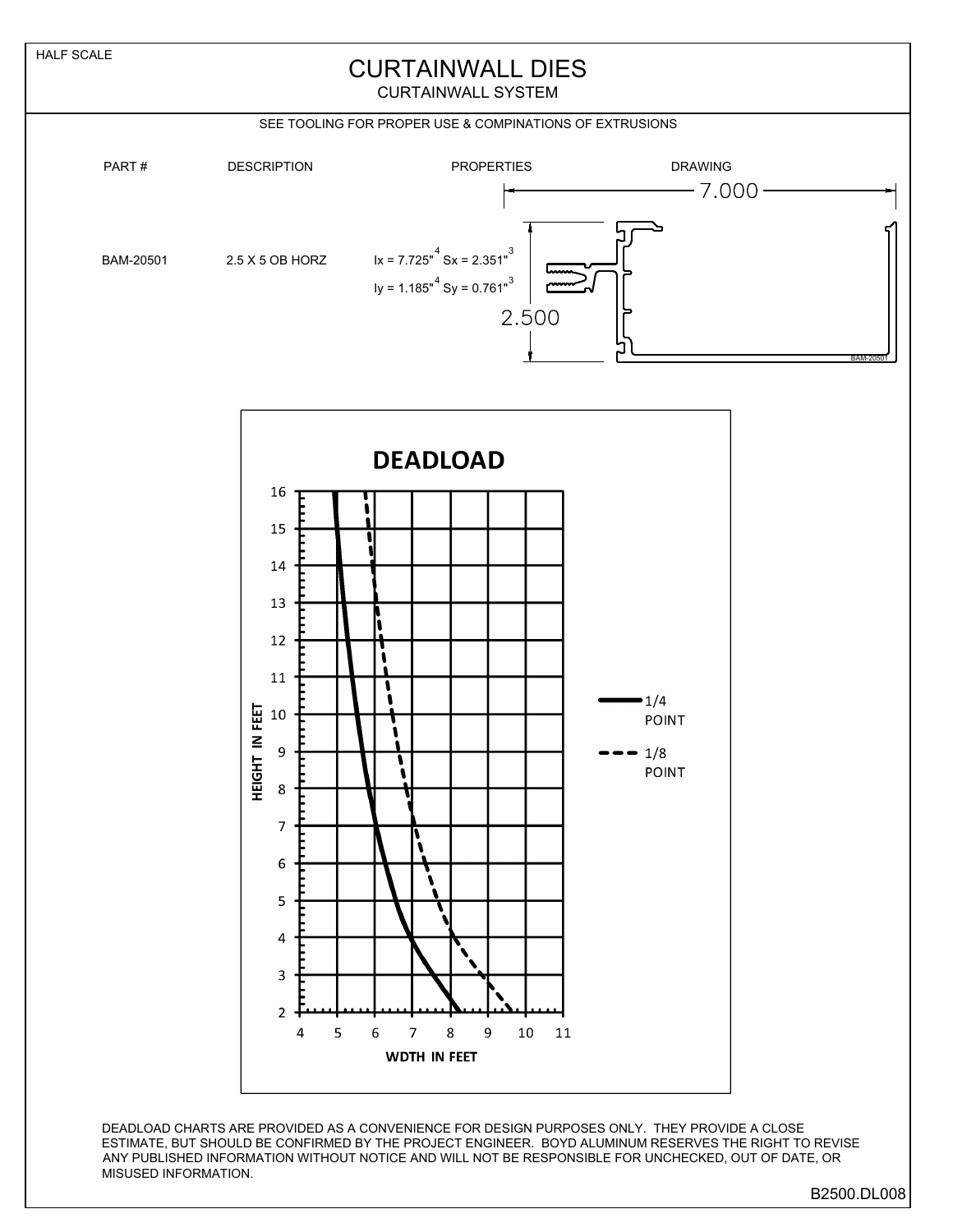HALF SCALE

# CURTAINWALL DIES

## CURTAINWALL SYSTEM

SEE TOOLING FOR PROPER USE & COMPINATIONS OF EXTRUSIONS

| PART # | DESCRIPTION | PROPERTIES | DRAWING |
|---|---|---|---|
| BAM-20501 | 2.5 X 5 OB HORZ | Ix = 7.725"$^4$ Sx = 2.351"$^3$<br>Iy = 1.185"$^4$ Sy = 0.761"$^3$ | 7.000<br>2.500<br>BAM-20501 |

**DEADLOAD**

HEIGHT IN FEET: 2, 3, 4, 5, 6, 7, 8, 9, 10, 11, 12, 13, 14, 15, 16

WDTH IN FEET: 4, 5, 6, 7, 8, 9, 10, 11

1/4 POINT

1/8 POINT

DEADLOAD CHARTS ARE PROVIDED AS A CONVENIENCE FOR DESIGN PURPOSES ONLY. THEY PROVIDE A CLOSE ESTIMATE, BUT SHOULD BE CONFIRMED BY THE PROJECT ENGINEER. BOYD ALUMINUM RESERVES THE RIGHT TO REVISE ANY PUBLISHED INFORMATION WITHOUT NOTICE AND WILL NOT BE RESPONSIBLE FOR UNCHECKED, OUT OF DATE, OR MISUSED INFORMATION.

B2500.DL008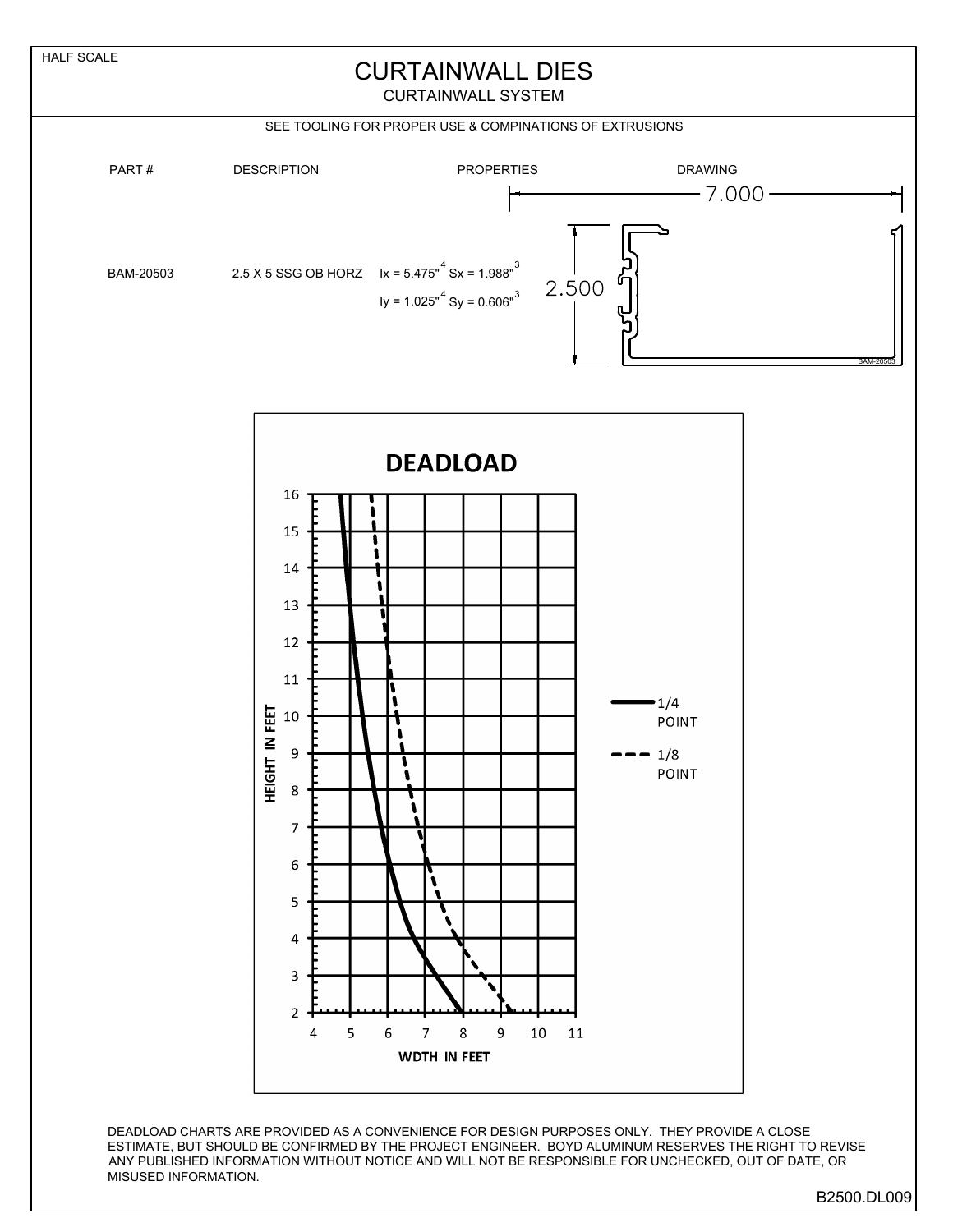HALF SCALE

# CURTAINWALL DIES

## CURTAINWALL SYSTEM

SEE TOOLING FOR PROPER USE & COMPINATIONS OF EXTRUSIONS

| PART # | DESCRIPTION | PROPERTIES | DRAWING |
|---|---|---|---|
| BAM-20503 | 2.5 X 5 SSG OB HORZ | $Ix = 5.475"^4$ $Sx = 1.988"^3$<br>$Iy = 1.025"^4$ $Sy = 0.606"^3$ | 7.000 × 2.500 |

**DEADLOAD**

HEIGHT IN FEET (2–16) vs. WDTH IN FEET (4–11)

— 1/4 POINT
- - - 1/8 POINT

DEADLOAD CHARTS ARE PROVIDED AS A CONVENIENCE FOR DESIGN PURPOSES ONLY. THEY PROVIDE A CLOSE ESTIMATE, BUT SHOULD BE CONFIRMED BY THE PROJECT ENGINEER. BOYD ALUMINUM RESERVES THE RIGHT TO REVISE ANY PUBLISHED INFORMATION WITHOUT NOTICE AND WILL NOT BE RESPONSIBLE FOR UNCHECKED, OUT OF DATE, OR MISUSED INFORMATION.

B2500.DL009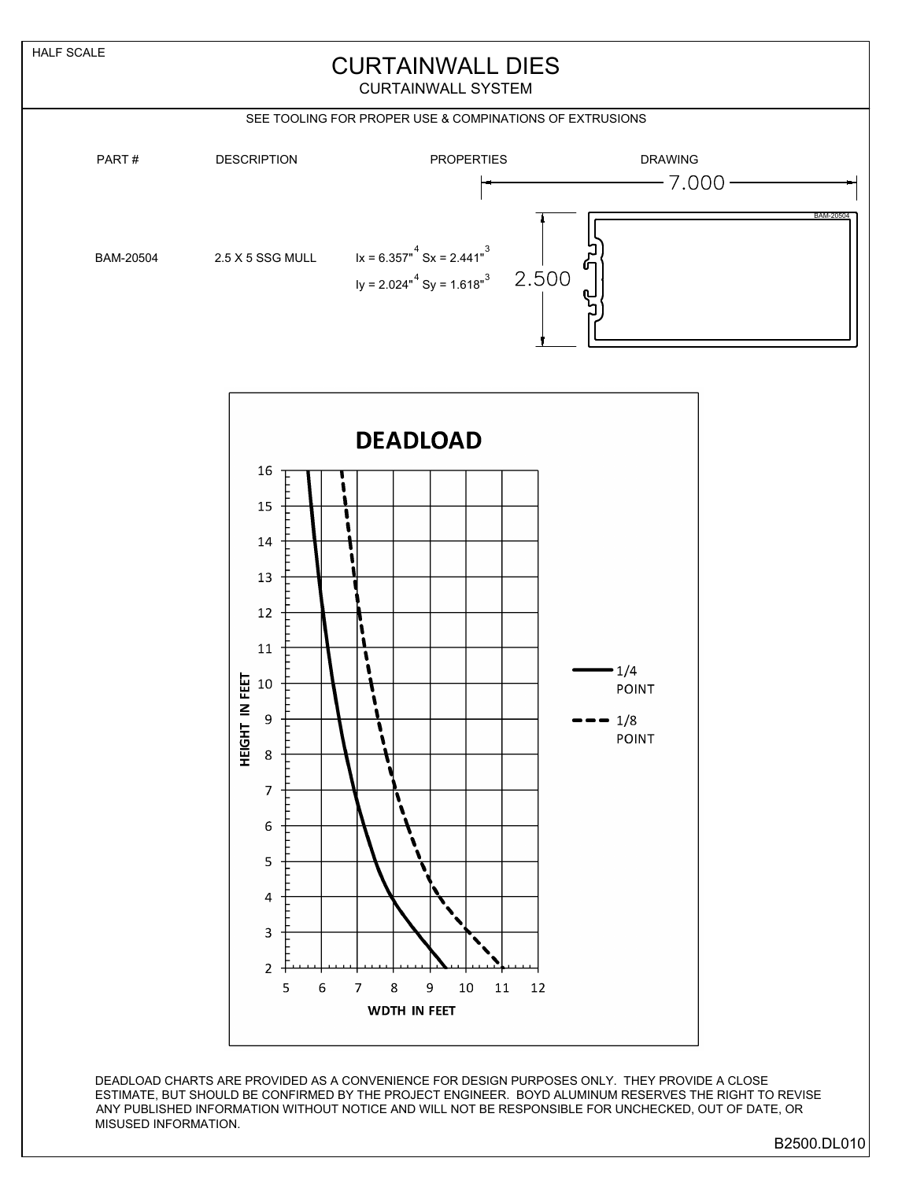HALF SCALE

# CURTAINWALL DIES

## CURTAINWALL SYSTEM

SEE TOOLING FOR PROPER USE & COMPINATIONS OF EXTRUSIONS

| PART # | DESCRIPTION | PROPERTIES | DRAWING |
|---|---|---|---|
| BAM-20504 | 2.5 X 5 SSG MULL | $Ix = 6.357"^4$ $Sx = 2.441"^3$<br>$Iy = 2.024"^4$ $Sy = 1.618"^3$ | 7.000 × 2.500 |

**DEADLOAD**

HEIGHT IN FEET (2–16) vs. WDTH IN FEET (5–12)

— 1/4 POINT

- - - 1/8 POINT

DEADLOAD CHARTS ARE PROVIDED AS A CONVENIENCE FOR DESIGN PURPOSES ONLY. THEY PROVIDE A CLOSE ESTIMATE, BUT SHOULD BE CONFIRMED BY THE PROJECT ENGINEER. BOYD ALUMINUM RESERVES THE RIGHT TO REVISE ANY PUBLISHED INFORMATION WITHOUT NOTICE AND WILL NOT BE RESPONSIBLE FOR UNCHECKED, OUT OF DATE, OR MISUSED INFORMATION.

B2500.DL010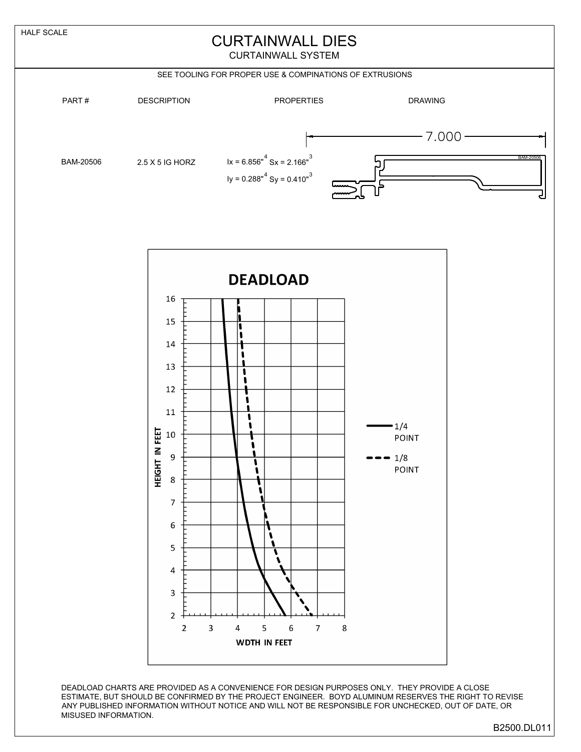HALF SCALE

# CURTAINWALL DIES

## CURTAINWALL SYSTEM

SEE TOOLING FOR PROPER USE & COMPINATIONS OF EXTRUSIONS

| PART # | DESCRIPTION | PROPERTIES | DRAWING |
|---|---|---|---|
| BAM-20506 | 2.5 X 5 IG HORZ | Ix = 6.856"$^4$ Sx = 2.166"$^3$<br>Iy = 0.288"$^4$ Sy = 0.410"$^3$ | 7.000 |

**DEADLOAD**

HEIGHT IN FEET

WDTH IN FEET

1/4 POINT

1/8 POINT

DEADLOAD CHARTS ARE PROVIDED AS A CONVENIENCE FOR DESIGN PURPOSES ONLY. THEY PROVIDE A CLOSE ESTIMATE, BUT SHOULD BE CONFIRMED BY THE PROJECT ENGINEER. BOYD ALUMINUM RESERVES THE RIGHT TO REVISE ANY PUBLISHED INFORMATION WITHOUT NOTICE AND WILL NOT BE RESPONSIBLE FOR UNCHECKED, OUT OF DATE, OR MISUSED INFORMATION.

B2500.DL011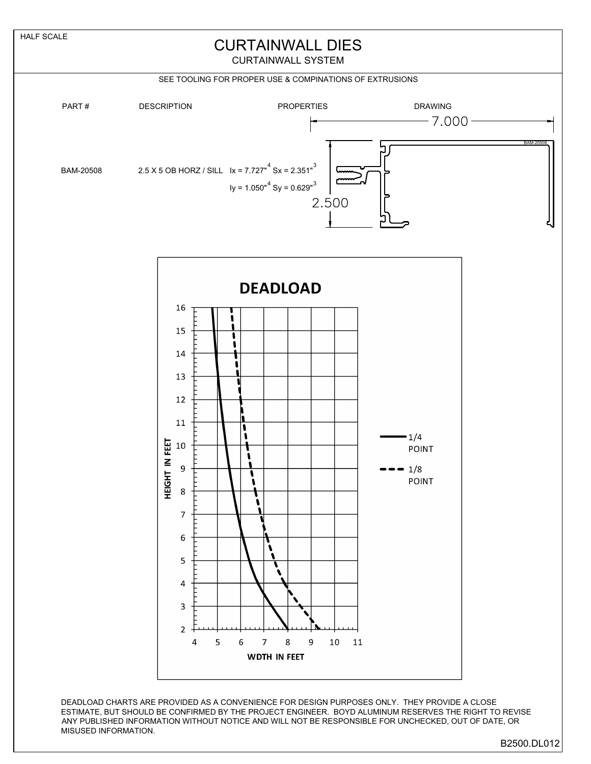HALF SCALE

# CURTAINWALL DIES

## CURTAINWALL SYSTEM

SEE TOOLING FOR PROPER USE & COMPINATIONS OF EXTRUSIONS

| PART # | DESCRIPTION | PROPERTIES | DRAWING |
|---|---|---|---|
| BAM-20508 | 2.5 X 5 OB HORZ / SILL | $Ix = 7.727"^4$ $Sx = 2.351"^3$<br>$Iy = 1.050"^4$ $Sy = 0.629"^3$ | 7.000 × 2.500 |

**DEADLOAD**

HEIGHT IN FEET (2–16) vs. WDTH IN FEET (4–11)

— 1/4 POINT

- - - 1/8 POINT

DEADLOAD CHARTS ARE PROVIDED AS A CONVENIENCE FOR DESIGN PURPOSES ONLY. THEY PROVIDE A CLOSE ESTIMATE, BUT SHOULD BE CONFIRMED BY THE PROJECT ENGINEER. BOYD ALUMINUM RESERVES THE RIGHT TO REVISE ANY PUBLISHED INFORMATION WITHOUT NOTICE AND WILL NOT BE RESPONSIBLE FOR UNCHECKED, OUT OF DATE, OR MISUSED INFORMATION.

B2500.DL012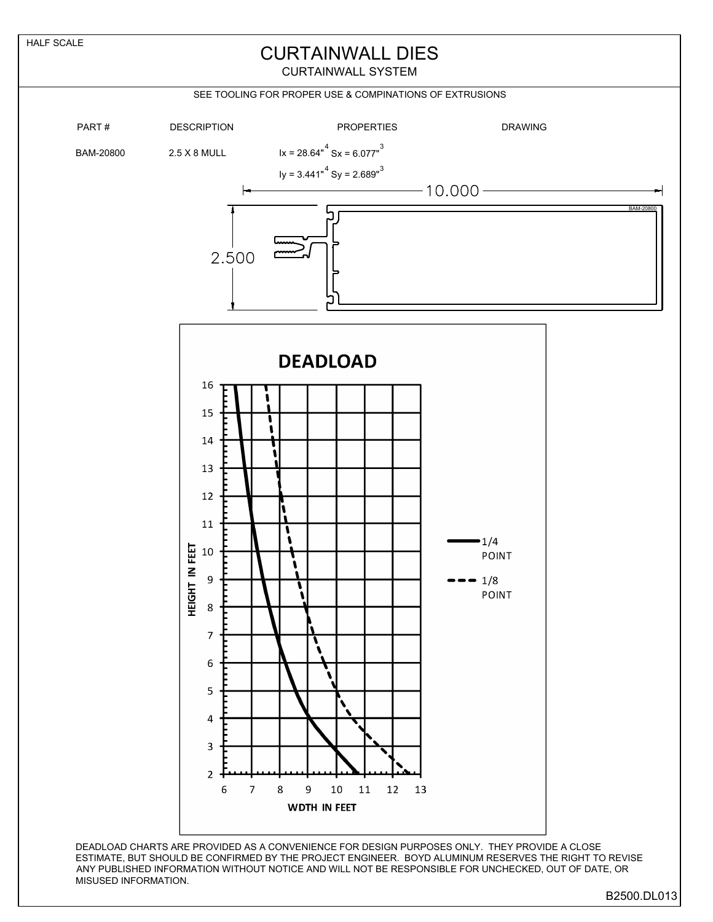HALF SCALE

# CURTAINWALL DIES

CURTAINWALL SYSTEM

SEE TOOLING FOR PROPER USE & COMPINATIONS OF EXTRUSIONS

| PART # | DESCRIPTION | PROPERTIES | DRAWING |
| --- | --- | --- | --- |
| BAM-20800 | 2.5 X 8 MULL | $Ix = 28.64"^4$ $Sx = 6.077"^3$ <br> $Iy = 3.441"^4$ $Sy = 2.689"^3$ | |

10.000

2.500

BAM-20800

**DEADLOAD**

HEIGHT IN FEET

WDTH IN FEET

1/4 POINT

1/8 POINT

DEADLOAD CHARTS ARE PROVIDED AS A CONVENIENCE FOR DESIGN PURPOSES ONLY. THEY PROVIDE A CLOSE ESTIMATE, BUT SHOULD BE CONFIRMED BY THE PROJECT ENGINEER. BOYD ALUMINUM RESERVES THE RIGHT TO REVISE ANY PUBLISHED INFORMATION WITHOUT NOTICE AND WILL NOT BE RESPONSIBLE FOR UNCHECKED, OUT OF DATE, OR MISUSED INFORMATION.

B2500.DL013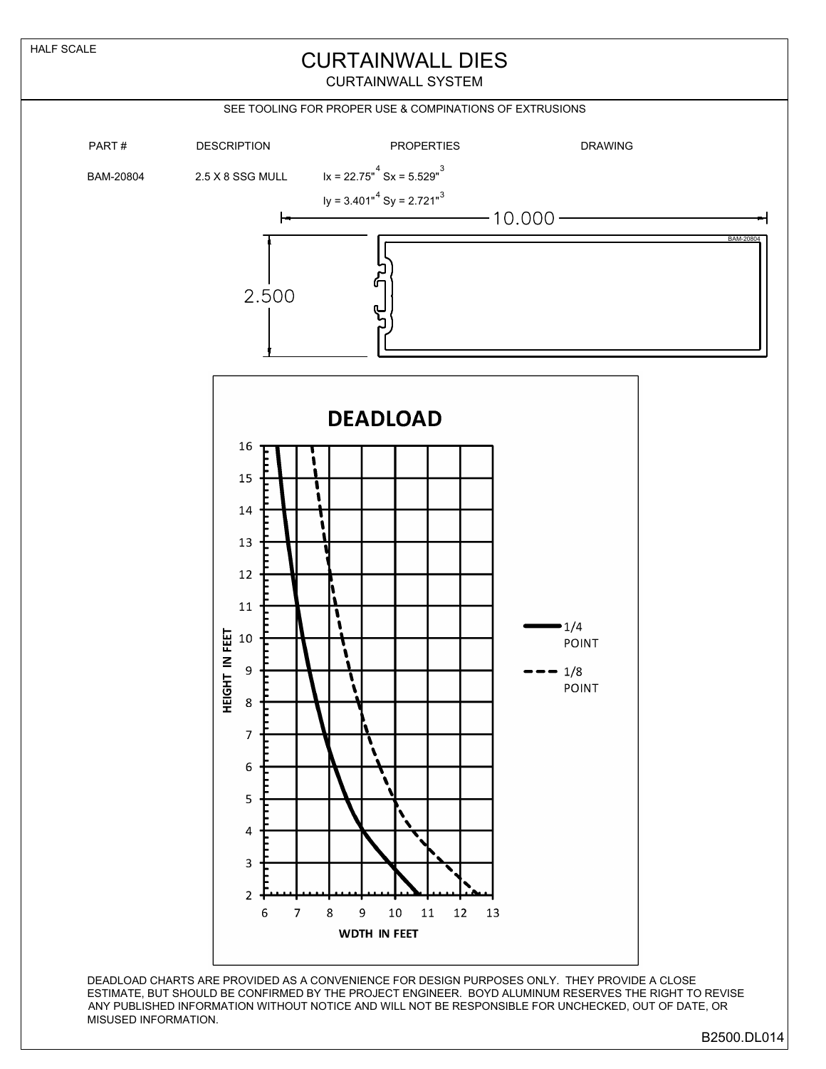HALF SCALE

# CURTAINWALL DIES

CURTAINWALL SYSTEM

SEE TOOLING FOR PROPER USE & COMPINATIONS OF EXTRUSIONS

| PART # | DESCRIPTION | PROPERTIES | DRAWING |
| --- | --- | --- | --- |
| BAM-20804 | 2.5 X 8 SSG MULL | Ix = 22.75"$^4$ Sx = 5.529"$^3$<br>Iy = 3.401"$^4$ Sy = 2.721"$^3$ | |

10.000

2.500

BAM-20804

DEADLOAD

HEIGHT IN FEET

16
15
14
13
12
11
10
9
8
7
6
5
4
3
2

WDTH IN FEET

6 7 8 9 10 11 12 13

1/4 POINT

1/8 POINT

DEADLOAD CHARTS ARE PROVIDED AS A CONVENIENCE FOR DESIGN PURPOSES ONLY. THEY PROVIDE A CLOSE ESTIMATE, BUT SHOULD BE CONFIRMED BY THE PROJECT ENGINEER. BOYD ALUMINUM RESERVES THE RIGHT TO REVISE ANY PUBLISHED INFORMATION WITHOUT NOTICE AND WILL NOT BE RESPONSIBLE FOR UNCHECKED, OUT OF DATE, OR MISUSED INFORMATION.

B2500.DL014